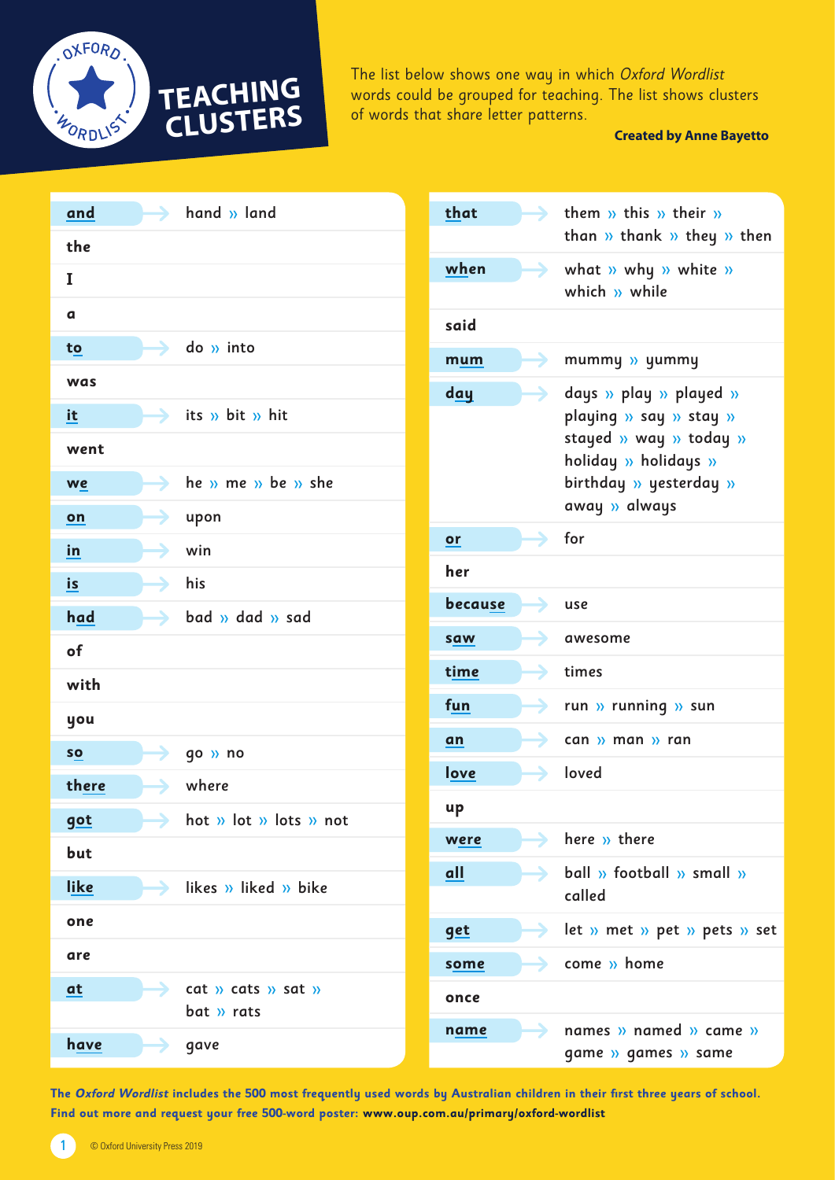# TEACHING CLUSTERS

The list below shows one way in which *Oxford Wordlist* words could be grouped for teaching. The list shows clusters of words that share letter patterns.

**Created by Anne Bayetto**

| Word | Cluster |
|---|---|
| **and** | hand » land |
| **the** | |
| **I** | |
| **a** | |
| **to** | do » into |
| **was** | |
| **it** | its » bit » hit |
| **went** | |
| **we** | he » me » be » she |
| **on** | upon |
| **in** | win |
| **is** | his |
| **had** | bad » dad » sad |
| **of** | |
| **with** | |
| **you** | |
| **so** | go » no |
| **there** | where |
| **got** | hot » lot » lots » not |
| **but** | |
| **like** | likes » liked » bike |
| **one** | |
| **are** | |
| **at** | cat » cats » sat » bat » rats |
| **have** | gave |
| **that** | them » this » their » than » thank » they » then |
| **when** | what » why » white » which » while |
| **said** | |
| **mum** | mummy » yummy |
| **day** | days » play » played » playing » say » stay » stayed » way » today » holiday » holidays » birthday » yesterday » away » always |
| **or** | for |
| **her** | |
| **because** | use |
| **saw** | awesome |
| **time** | times |
| **fun** | run » running » sun |
| **an** | can » man » ran |
| **love** | loved |
| **up** | |
| **were** | here » there |
| **all** | ball » football » small » called |
| **get** | let » met » pet » pets » set |
| **some** | come » home |
| **once** | |
| **name** | names » named » came » game » games » same |

**The *Oxford Wordlist* includes the 500 most frequently used words by Australian children in their first three years of school.**
**Find out more and request your free 500-word poster: www.oup.com.au/primary/oxford-wordlist**

© Oxford University Press 2019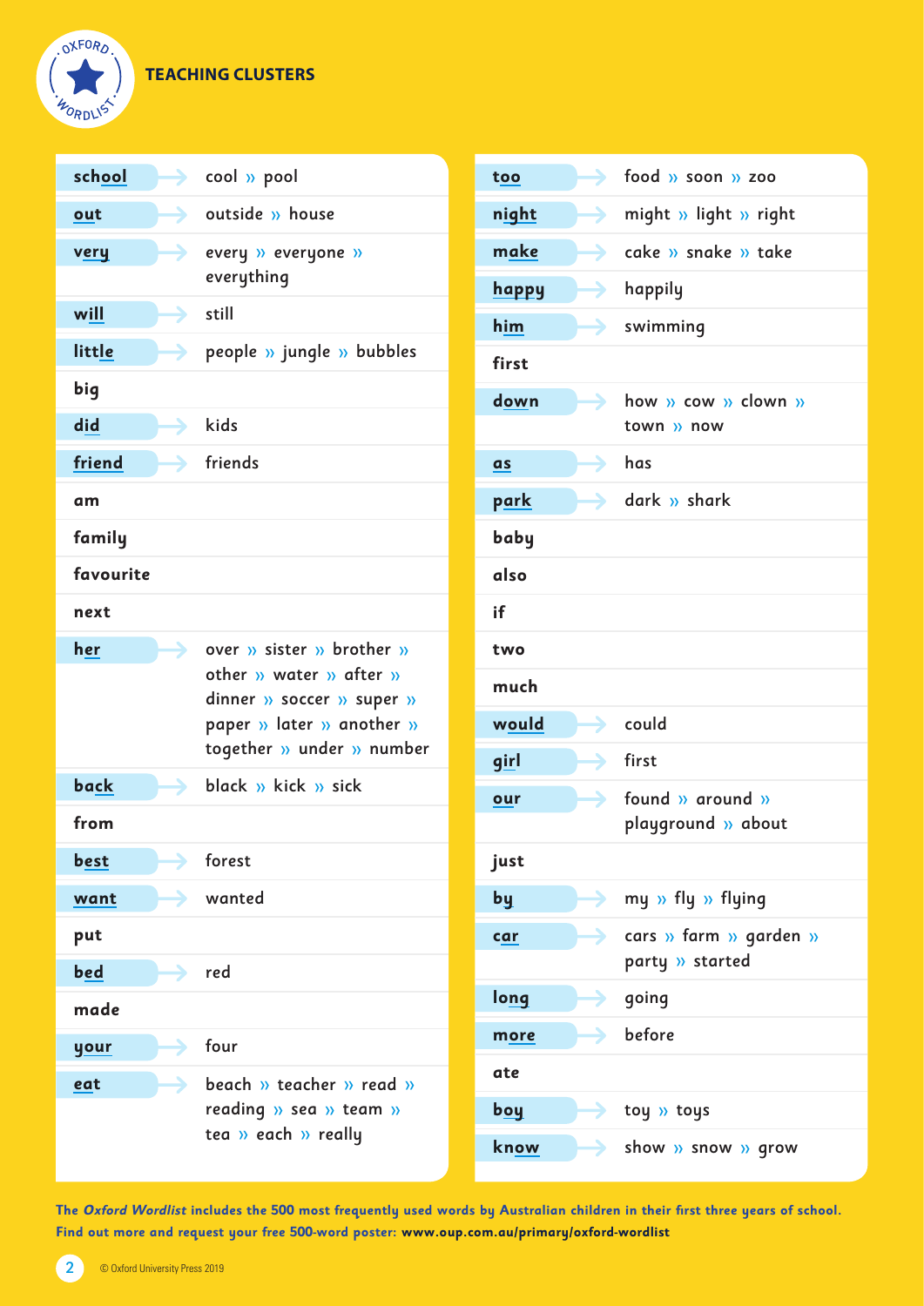## TEACHING CLUSTERS

| Word | Cluster |
|---|---|
| school | cool » pool |
| out | outside » house |
| very | every » everyone » everything |
| will | still |
| little | people » jungle » bubbles |
| big | |
| did | kids |
| friend | friends |
| am | |
| family | |
| favourite | |
| next | |
| her | over » sister » brother » other » water » after » dinner » soccer » super » paper » later » another » together » under » number |
| back | black » kick » sick |
| from | |
| best | forest |
| want | wanted |
| put | |
| bed | red |
| made | |
| your | four |
| eat | beach » teacher » read » reading » sea » team » tea » each » really |
| too | food » soon » zoo |
| night | might » light » right |
| make | cake » snake » take |
| happy | happily |
| him | swimming |
| first | |
| down | how » cow » clown » town » now |
| as | has |
| park | dark » shark |
| baby | |
| also | |
| if | |
| two | |
| much | |
| would | could |
| girl | first |
| our | found » around » playground » about |
| just | |
| by | my » fly » flying |
| car | cars » farm » garden » party » started |
| long | going |
| more | before |
| ate | |
| boy | toy » toys |
| know | show » snow » grow |

**The *Oxford Wordlist* includes the 500 most frequently used words by Australian children in their first three years of school. Find out more and request your free 500-word poster: www.oup.com.au/primary/oxford-wordlist**

© Oxford University Press 2019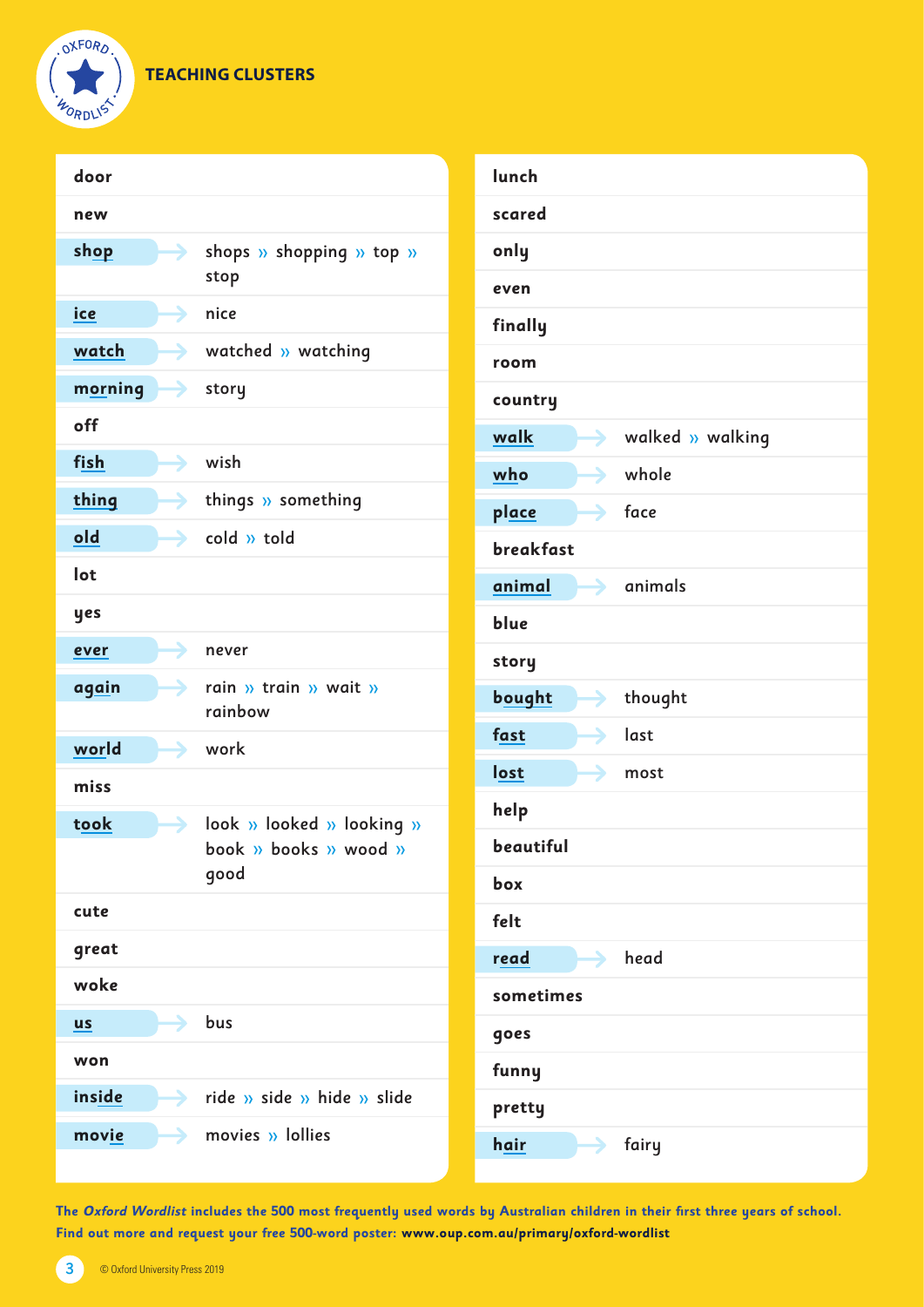## TEACHING CLUSTERS

| Word | Related words |
|---|---|
| door | |
| new | |
| shop | shops » shopping » top » stop |
| ice | nice |
| watch | watched » watching |
| morning | story |
| off | |
| fish | wish |
| thing | things » something |
| old | cold » told |
| lot | |
| yes | |
| ever | never |
| again | rain » train » wait » rainbow |
| world | work |
| miss | |
| took | look » looked » looking » book » books » wood » good |
| cute | |
| great | |
| woke | |
| us | bus |
| won | |
| inside | ride » side » hide » slide |
| movie | movies » lollies |
| lunch | |
| scared | |
| only | |
| even | |
| finally | |
| room | |
| country | |
| walk | walked » walking |
| who | whole |
| place | face |
| breakfast | |
| animal | animals |
| blue | |
| story | |
| bought | thought |
| fast | last |
| lost | most |
| help | |
| beautiful | |
| box | |
| felt | |
| read | head |
| sometimes | |
| goes | |
| funny | |
| pretty | |
| hair | fairy |

**The *Oxford Wordlist* includes the 500 most frequently used words by Australian children in their first three years of school.**
**Find out more and request your free 500-word poster: www.oup.com.au/primary/oxford-wordlist**

© Oxford University Press 2019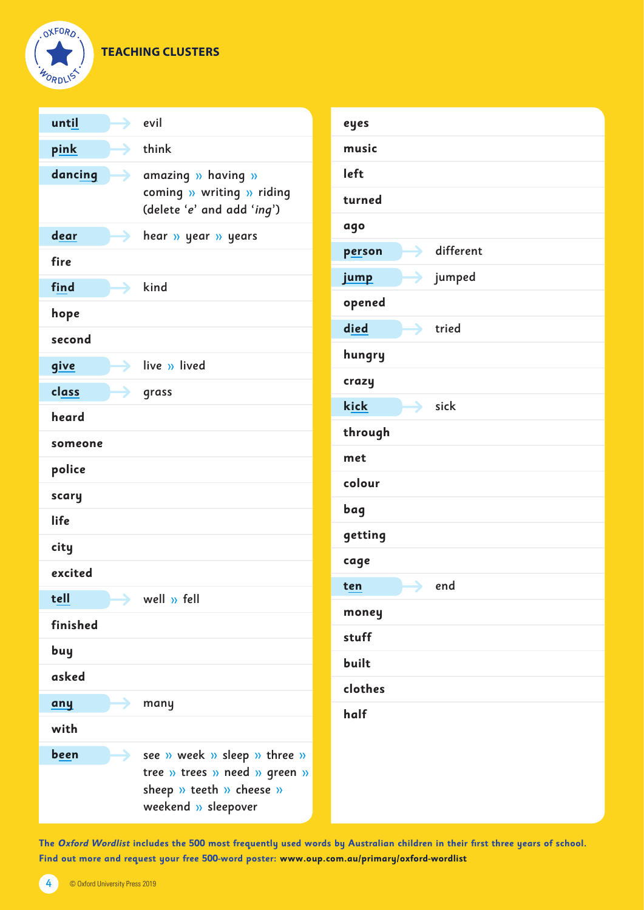## TEACHING CLUSTERS

| Word | Cluster |
|---|---|
| until | evil |
| pink | think |
| dancing | amazing » having » coming » writing » riding (delete '*e*' and add '*ing*') |
| dear | hear » year » years |
| fire | |
| find | kind |
| hope | |
| second | |
| give | live » lived |
| class | grass |
| heard | |
| someone | |
| police | |
| scary | |
| life | |
| city | |
| excited | |
| tell | well » fell |
| finished | |
| buy | |
| asked | |
| any | many |
| with | |
| been | see » week » sleep » three » tree » trees » need » green » sheep » teeth » cheese » weekend » sleepover |
| eyes | |
| music | |
| left | |
| turned | |
| ago | |
| person | different |
| jump | jumped |
| opened | |
| died | tried |
| hungry | |
| crazy | |
| kick | sick |
| through | |
| met | |
| colour | |
| bag | |
| getting | |
| cage | |
| ten | end |
| money | |
| stuff | |
| built | |
| clothes | |
| half | |

**The *Oxford Wordlist* includes the 500 most frequently used words by Australian children in their first three years of school. Find out more and request your free 500-word poster: www.oup.com.au/primary/oxford-wordlist**

© Oxford University Press 2019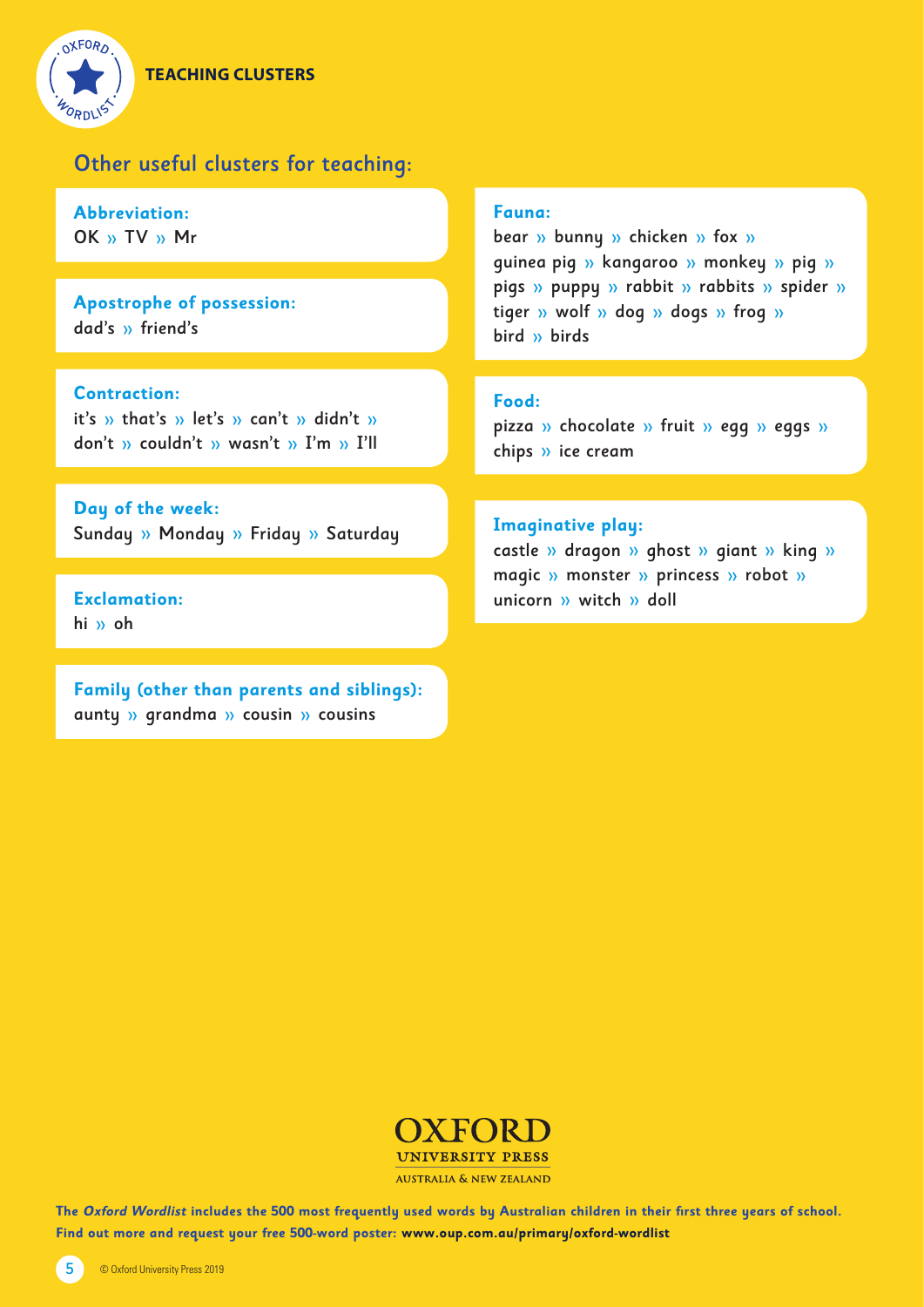**TEACHING CLUSTERS**

## Other useful clusters for teaching:

**Abbreviation:**
OK » TV » Mr

**Apostrophe of possession:**
dad's » friend's

**Contraction:**
it's » that's » let's » can't » didn't » don't » couldn't » wasn't » I'm » I'll

**Day of the week:**
Sunday » Monday » Friday » Saturday

**Exclamation:**
hi » oh

**Family (other than parents and siblings):**
aunty » grandma » cousin » cousins

**Fauna:**
bear » bunny » chicken » fox » guinea pig » kangaroo » monkey » pig » pigs » puppy » rabbit » rabbits » spider » tiger » wolf » dog » dogs » frog » bird » birds

**Food:**
pizza » chocolate » fruit » egg » eggs » chips » ice cream

**Imaginative play:**
castle » dragon » ghost » giant » king » magic » monster » princess » robot » unicorn » witch » doll

OXFORD UNIVERSITY PRESS
AUSTRALIA & NEW ZEALAND

**The *Oxford Wordlist* includes the 500 most frequently used words by Australian children in their first three years of school.**
**Find out more and request your free 500-word poster: www.oup.com.au/primary/oxford-wordlist**

© Oxford University Press 2019